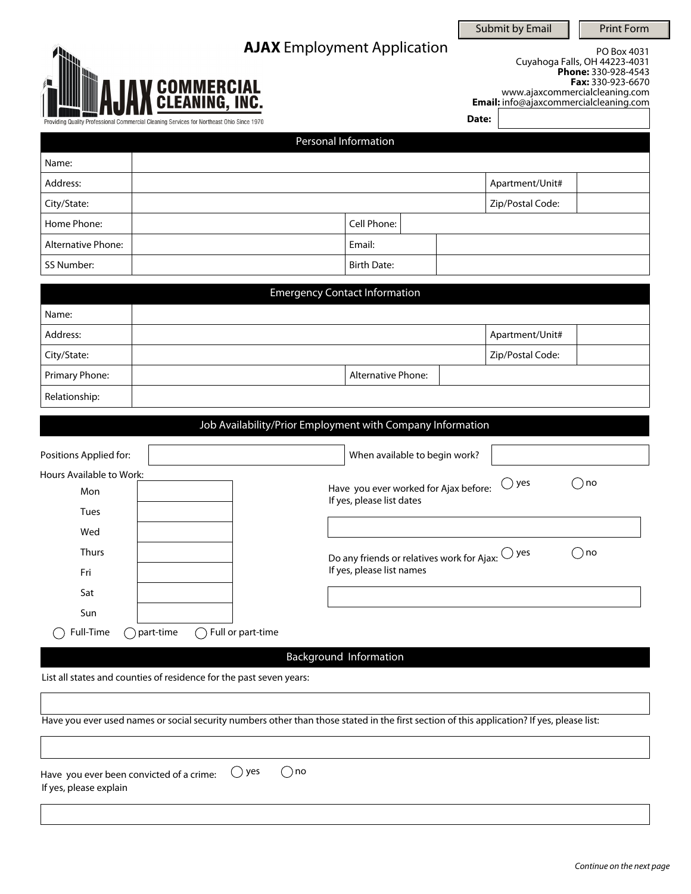Submit by Email | Print Form

# AJAX Employment Application

AJAX COMMERCIAL CLEANING, INC.

Providing Quality Professional Commercial Cleaning Services for Northeast Ohio Since 1970

PO Box 4031
Cuyahoga Falls, OH 44223-4031
**Phone:** 330-928-4543
**Fax:** 330-923-6670
www.ajaxcommercialcleaning.com
**Email:** info@ajaxcommercialcleaning.com

**Date:**

## Personal Information

| | | | |
|---|---|---|---|
| Name: | | | |
| Address: | | Apartment/Unit# | |
| City/State: | | Zip/Postal Code: | |
| Home Phone: | | Cell Phone: | |
| Alternative Phone: | | Email: | |
| SS Number: | | Birth Date: | |

## Emergency Contact Information

| | | | |
|---|---|---|---|
| Name: | | | |
| Address: | | Apartment/Unit# | |
| City/State: | | Zip/Postal Code: | |
| Primary Phone: | | Alternative Phone: | |
| Relationship: | | | |

## Job Availability/Prior Employment with Company Information

Positions Applied for: ____________ When available to begin work? ____________

Hours Available to Work:

| Day | Hours |
|---|---|
| Mon | |
| Tues | |
| Wed | |
| Thurs | |
| Fri | |
| Sat | |
| Sun | |

◯ Full-Time ◯ part-time ◯ Full or part-time

Have you ever worked for Ajax before: ◯ yes ◯ no
If yes, please list dates

Do any friends or relatives work for Ajax: ◯ yes ◯ no
If yes, please list names

## Background Information

List all states and counties of residence for the past seven years:

Have you ever used names or social security numbers other than those stated in the first section of this application? If yes, please list:

Have you ever been convicted of a crime: ◯ yes ◯ no
If yes, please explain

*Continue on the next page*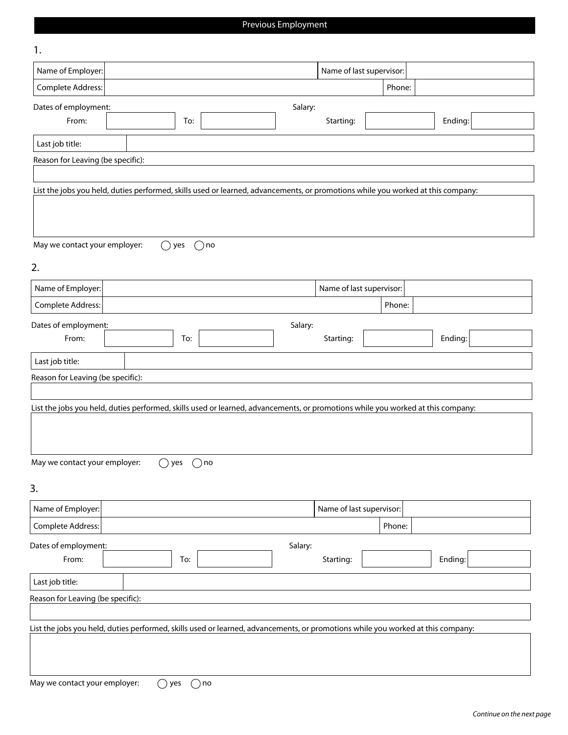## Previous Employment

### 1.

| Name of Employer: | | Name of last supervisor: | |
|---|---|---|---|
| Complete Address: | | Phone: | |

Dates of employment: Salary:

From: ____________ To: ____________ Starting: ____________ Ending: ____________

| Last job title: | |
|---|---|

Reason for Leaving (be specific):

List the jobs you held, duties performed, skills used or learned, advancements, or promotions while you worked at this company:

May we contact your employer: ◯ yes ◯ no

### 2.

| Name of Employer: | | Name of last supervisor: | |
|---|---|---|---|
| Complete Address: | | Phone: | |

Dates of employment: Salary:

From: ____________ To: ____________ Starting: ____________ Ending: ____________

| Last job title: | |
|---|---|

Reason for Leaving (be specific):

List the jobs you held, duties performed, skills used or learned, advancements, or promotions while you worked at this company:

May we contact your employer: ◯ yes ◯ no

### 3.

| Name of Employer: | | Name of last supervisor: | |
|---|---|---|---|
| Complete Address: | | Phone: | |

Dates of employment: Salary:

From: ____________ To: ____________ Starting: ____________ Ending: ____________

| Last job title: | |
|---|---|

Reason for Leaving (be specific):

List the jobs you held, duties performed, skills used or learned, advancements, or promotions while you worked at this company:

May we contact your employer: ◯ yes ◯ no

*Continue on the next page*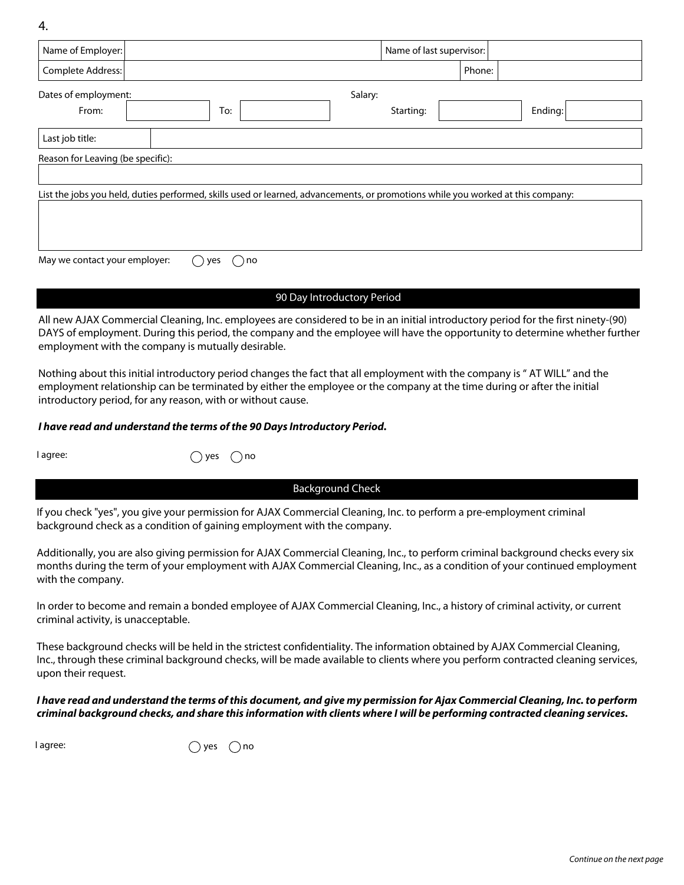4.

| Name of Employer: | | Name of last supervisor: | |
|---|---|---|---|
| Complete Address: | | Phone: | |

Dates of employment:

| From: | | To: | | Salary: Starting: | | Ending: | |
|---|---|---|---|---|---|---|---|

| Last job title: | |
|---|---|

Reason for Leaving (be specific):

List the jobs you held, duties performed, skills used or learned, advancements, or promotions while you worked at this company:

May we contact your employer: ◯ yes ◯ no

## 90 Day Introductory Period

All new AJAX Commercial Cleaning, Inc. employees are considered to be in an initial introductory period for the first ninety-(90) DAYS of employment. During this period, the company and the employee will have the opportunity to determine whether further employment with the company is mutually desirable.

Nothing about this initial introductory period changes the fact that all employment with the company is " AT WILL" and the employment relationship can be terminated by either the employee or the company at the time during or after the initial introductory period, for any reason, with or without cause.

***I have read and understand the terms of the 90 Days Introductory Period.***

I agree: ◯ yes ◯ no

## Background Check

If you check "yes", you give your permission for AJAX Commercial Cleaning, Inc. to perform a pre-employment criminal background check as a condition of gaining employment with the company.

Additionally, you are also giving permission for AJAX Commercial Cleaning, Inc., to perform criminal background checks every six months during the term of your employment with AJAX Commercial Cleaning, Inc., as a condition of your continued employment with the company.

In order to become and remain a bonded employee of AJAX Commercial Cleaning, Inc., a history of criminal activity, or current criminal activity, is unacceptable.

These background checks will be held in the strictest confidentiality. The information obtained by AJAX Commercial Cleaning, Inc., through these criminal background checks, will be made available to clients where you perform contracted cleaning services, upon their request.

***I have read and understand the terms of this document, and give my permission for Ajax Commercial Cleaning, Inc. to perform criminal background checks, and share this information with clients where I will be performing contracted cleaning services.***

I agree: ◯ yes ◯ no

*Continue on the next page*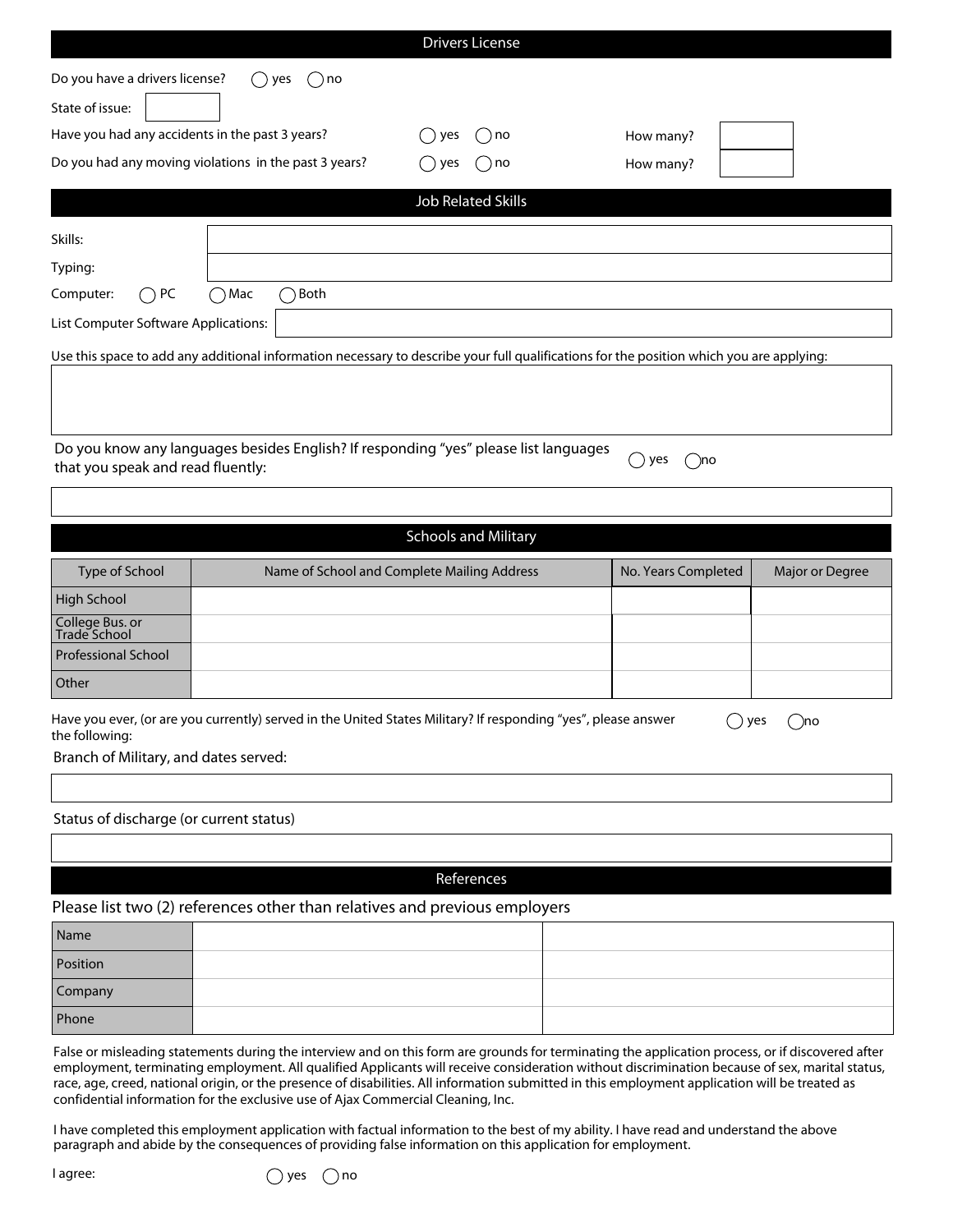## Drivers License

Do you have a drivers license? ◯ yes ◯ no

State of issue:

Have you had any accidents in the past 3 years? ◯ yes ◯ no How many?

Do you had any moving violations in the past 3 years? ◯ yes ◯ no How many?

## Job Related Skills

Skills:

Typing:

Computer: ◯ PC ◯ Mac ◯ Both

List Computer Software Applications:

Use this space to add any additional information necessary to describe your full qualifications for the position which you are applying:

Do you know any languages besides English? If responding "yes" please list languages that you speak and read fluently: ◯ yes ◯ no

## Schools and Military

| Type of School | Name of School and Complete Mailing Address | No. Years Completed | Major or Degree |
|---|---|---|---|
| High School | | | |
| College Bus. or Trade School | | | |
| Professional School | | | |
| Other | | | |

Have you ever, (or are you currently) served in the United States Military? If responding "yes", please answer the following: ◯ yes ◯ no

Branch of Military, and dates served:

Status of discharge (or current status)

## References

Please list two (2) references other than relatives and previous employers

| | | |
|---|---|---|
| Name | | |
| Position | | |
| Company | | |
| Phone | | |

False or misleading statements during the interview and on this form are grounds for terminating the application process, or if discovered after employment, terminating employment. All qualified Applicants will receive consideration without discrimination because of sex, marital status, race, age, creed, national origin, or the presence of disabilities. All information submitted in this employment application will be treated as confidential information for the exclusive use of Ajax Commercial Cleaning, Inc.

I have completed this employment application with factual information to the best of my ability. I have read and understand the above paragraph and abide by the consequences of providing false information on this application for employment.

I agree: ◯ yes ◯ no